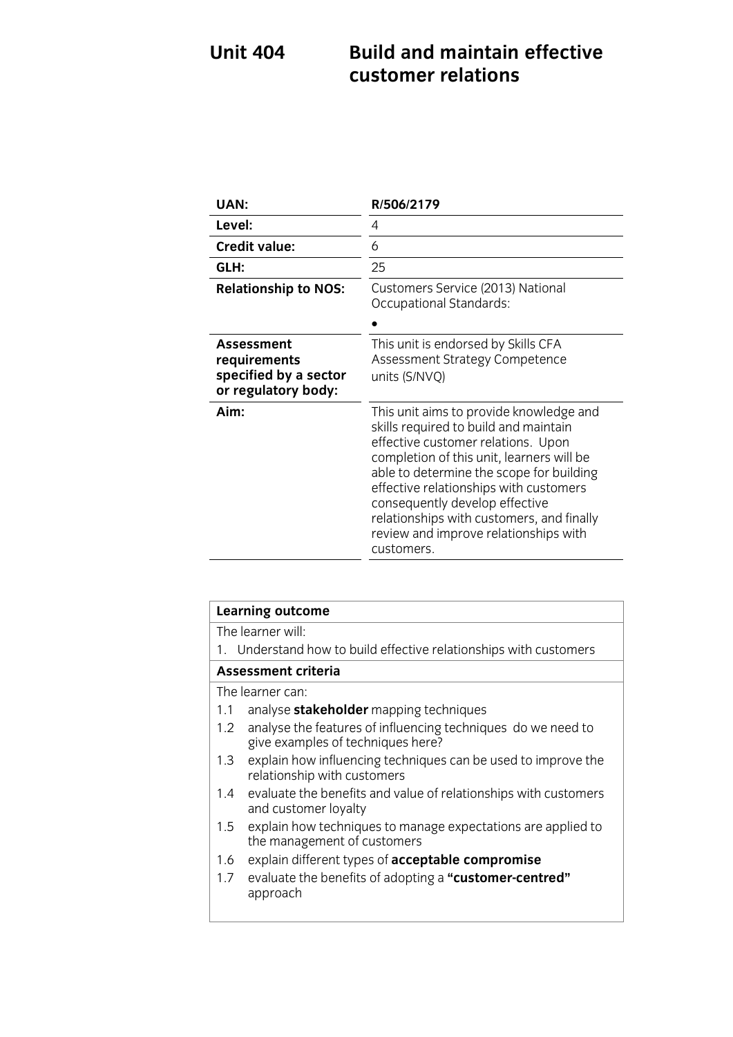# Unit 404 Build and maintain effective customer relations

| | |
|---|---|
| **UAN:** | **R/506/2179** |
| **Level:** | 4 |
| **Credit value:** | 6 |
| **GLH:** | 25 |
| **Relationship to NOS:** | Customers Service (2013) National Occupational Standards:<br>• |
| **Assessment requirements specified by a sector or regulatory body:** | This unit is endorsed by Skills CFA Assessment Strategy Competence units (S/NVQ) |
| **Aim:** | This unit aims to provide knowledge and skills required to build and maintain effective customer relations. Upon completion of this unit, learners will be able to determine the scope for building effective relationships with customers consequently develop effective relationships with customers, and finally review and improve relationships with customers. |

| **Learning outcome** |
|---|
| The learner will: |
| 1. Understand how to build effective relationships with customers |
| **Assessment criteria** |
| The learner can: |
| 1.1 analyse **stakeholder** mapping techniques |
| 1.2 analyse the features of influencing techniques do we need to give examples of techniques here? |
| 1.3 explain how influencing techniques can be used to improve the relationship with customers |
| 1.4 evaluate the benefits and value of relationships with customers and customer loyalty |
| 1.5 explain how techniques to manage expectations are applied to the management of customers |
| 1.6 explain different types of **acceptable compromise** |
| 1.7 evaluate the benefits of adopting a **"customer-centred"** approach |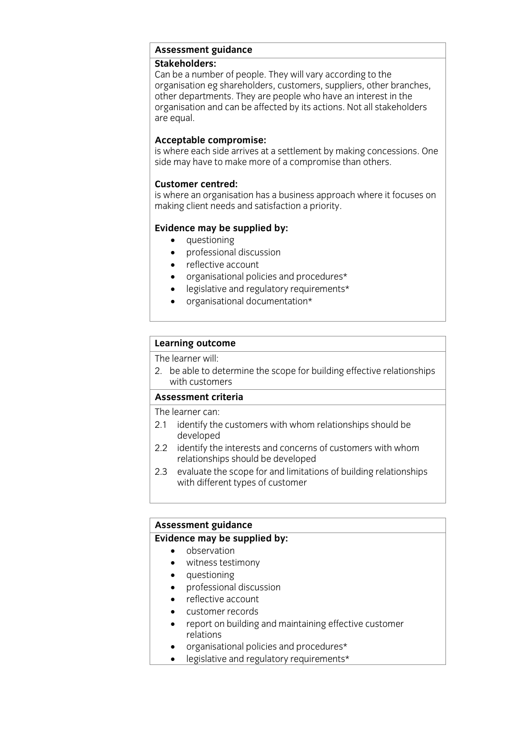## Assessment guidance

**Stakeholders:**
Can be a number of people. They will vary according to the organisation eg shareholders, customers, suppliers, other branches, other departments. They are people who have an interest in the organisation and can be affected by its actions. Not all stakeholders are equal.

**Acceptable compromise:**
is where each side arrives at a settlement by making concessions. One side may have to make more of a compromise than others.

**Customer centred:**
is where an organisation has a business approach where it focuses on making client needs and satisfaction a priority.

**Evidence may be supplied by:**

- questioning
- professional discussion
- reflective account
- organisational policies and procedures*
- legislative and regulatory requirements*
- organisational documentation*

## Learning outcome

The learner will:

2. be able to determine the scope for building effective relationships with customers

## Assessment criteria

The learner can:

2.1 identify the customers with whom relationships should be developed
2.2 identify the interests and concerns of customers with whom relationships should be developed
2.3 evaluate the scope for and limitations of building relationships with different types of customer

## Assessment guidance

**Evidence may be supplied by:**

- observation
- witness testimony
- questioning
- professional discussion
- reflective account
- customer records
- report on building and maintaining effective customer relations
- organisational policies and procedures*
- legislative and regulatory requirements*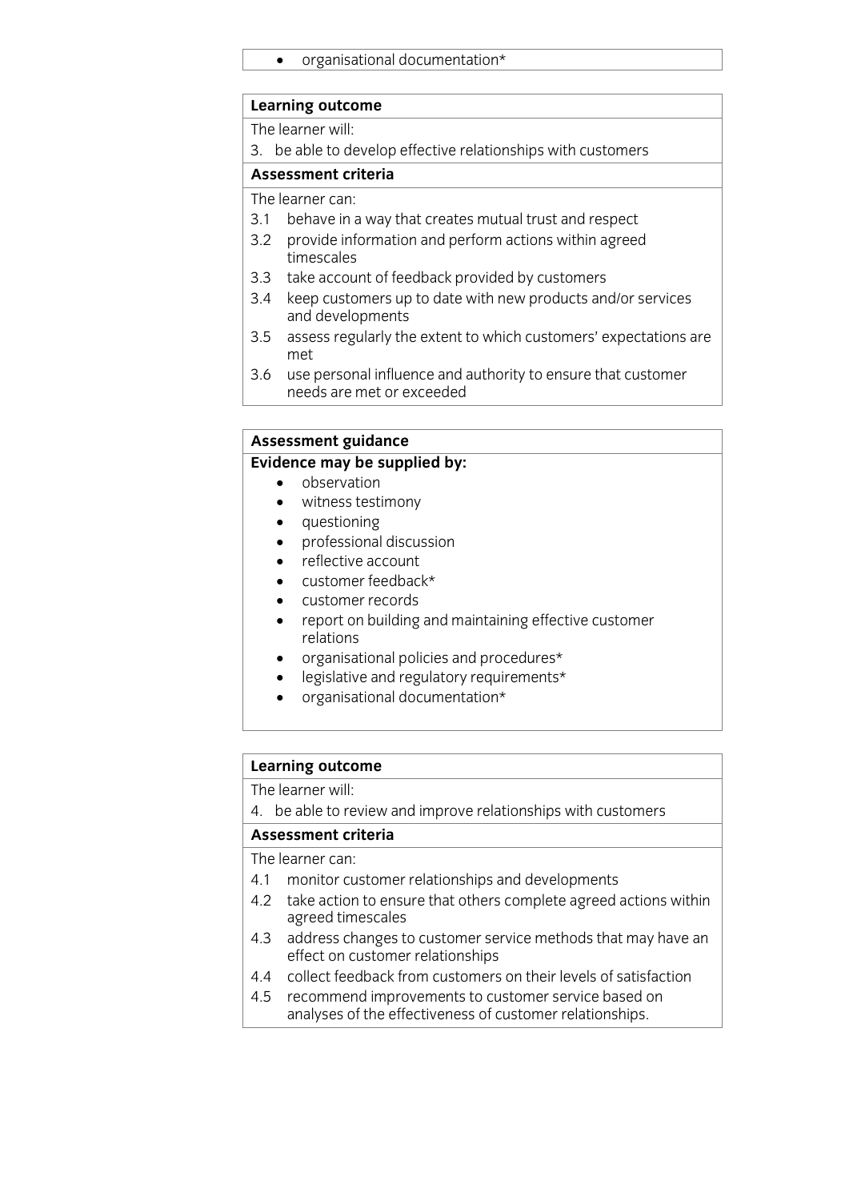- organisational documentation*

**Learning outcome**

The learner will:

3. be able to develop effective relationships with customers

**Assessment criteria**

The learner can:

3.1 behave in a way that creates mutual trust and respect
3.2 provide information and perform actions within agreed timescales
3.3 take account of feedback provided by customers
3.4 keep customers up to date with new products and/or services and developments
3.5 assess regularly the extent to which customers' expectations are met
3.6 use personal influence and authority to ensure that customer needs are met or exceeded

**Assessment guidance**

**Evidence may be supplied by:**

- observation
- witness testimony
- questioning
- professional discussion
- reflective account
- customer feedback*
- customer records
- report on building and maintaining effective customer relations
- organisational policies and procedures*
- legislative and regulatory requirements*
- organisational documentation*

**Learning outcome**

The learner will:

4. be able to review and improve relationships with customers

**Assessment criteria**

The learner can:

4.1 monitor customer relationships and developments
4.2 take action to ensure that others complete agreed actions within agreed timescales
4.3 address changes to customer service methods that may have an effect on customer relationships
4.4 collect feedback from customers on their levels of satisfaction
4.5 recommend improvements to customer service based on analyses of the effectiveness of customer relationships.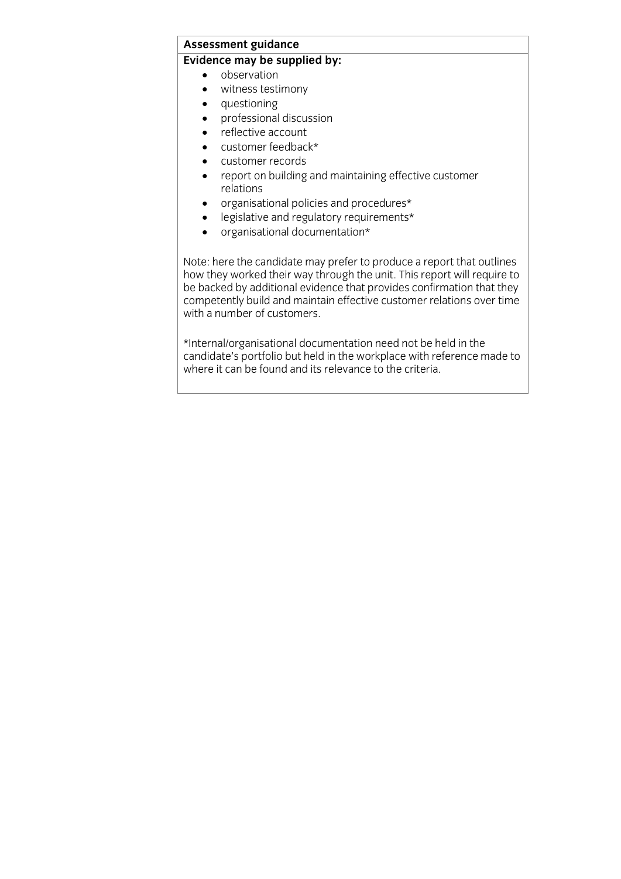**Assessment guidance**

**Evidence may be supplied by:**

- observation
- witness testimony
- questioning
- professional discussion
- reflective account
- customer feedback*
- customer records
- report on building and maintaining effective customer relations
- organisational policies and procedures*
- legislative and regulatory requirements*
- organisational documentation*

Note: here the candidate may prefer to produce a report that outlines how they worked their way through the unit. This report will require to be backed by additional evidence that provides confirmation that they competently build and maintain effective customer relations over time with a number of customers.

*Internal/organisational documentation need not be held in the candidate's portfolio but held in the workplace with reference made to where it can be found and its relevance to the criteria.